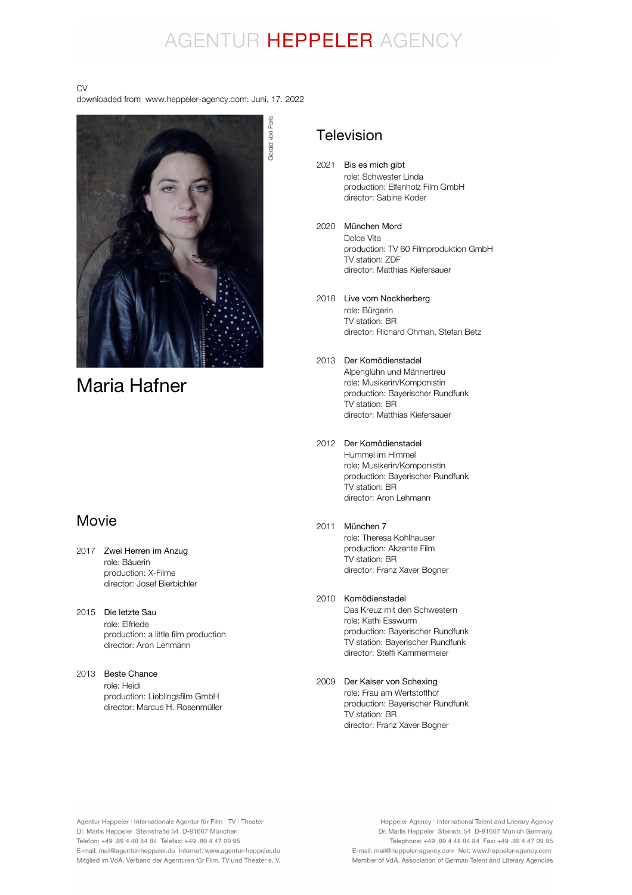AGENTUR HEPPELER AGENCY

CV
downloaded from www.heppeler-agency.com: Juni, 17. 2022

Gerald von Foris

# Maria Hafner

## Movie

2017 **Zwei Herren im Anzug**
role: Bäuerin
production: X-Filme
director: Josef Bierbichler

2015 **Die letzte Sau**
role: Elfriede
production: a little film production
director: Aron Lehmann

2013 **Beste Chance**
role: Heidi
production: Lieblingsfilm GmbH
director: Marcus H. Rosenmüller

## Television

2021 **Bis es mich gibt**
role: Schwester Linda
production: Elfenholz Film GmbH
director: Sabine Koder

2020 **München Mord**
Dolce Vita
production: TV 60 Filmproduktion GmbH
TV station: ZDF
director: Matthias Kiefersauer

2018 **Live vom Nockherberg**
role: Bürgerin
TV station: BR
director: Richard Ohman, Stefan Betz

2013 **Der Komödienstadel**
Alpenglühn und Männertreu
role: Musikerin/Komponistin
production: Bayerischer Rundfunk
TV station: BR
director: Matthias Kiefersauer

2012 **Der Komödienstadel**
Hummel im Himmel
role: Musikerin/Komponistin
production: Bayerischer Rundfunk
TV station: BR
director: Aron Lehmann

2011 **München 7**
role: Theresa Kohlhauser
production: Akzente Film
TV station: BR
director: Franz Xaver Bogner

2010 **Komödienstadel**
Das Kreuz mit den Schwestern
role: Kathi Esswurm
production: Bayerischer Rundfunk
TV station: Bayerischer Rundfunk
director: Steffi Kammermeier

2009 **Der Kaiser von Schexing**
role: Frau am Wertstoffhof
production: Bayerischer Rundfunk
TV station: BR
director: Franz Xaver Bogner

Agentur Heppeler · Internationale Agentur für Film · TV · Theater
Dr. Marlis Heppeler Steinstraße 54 D-81667 München
Telefon: +49 .89 4 48 84 84 Telefax: +49 .89 4 47 09 95
E-mail: mail@agentur-heppeler.de Internet: www.agentur-heppeler.de
Mitglied im VdA, Verband der Agenturen für Film, TV und Theater e. V.

Heppeler Agency · International Talent and Literary Agency
Dr. Marlis Heppeler Steinstr. 54 D-81667 Munich Germany
Telephone: +49 .89 4 48 84 84 Fax: +49 .89 4 47 09 95
E-mail: mail@heppeler-agency.com Net: www.heppeler-agency.com
Member of VdA, Association of German Talent and Literary Agencies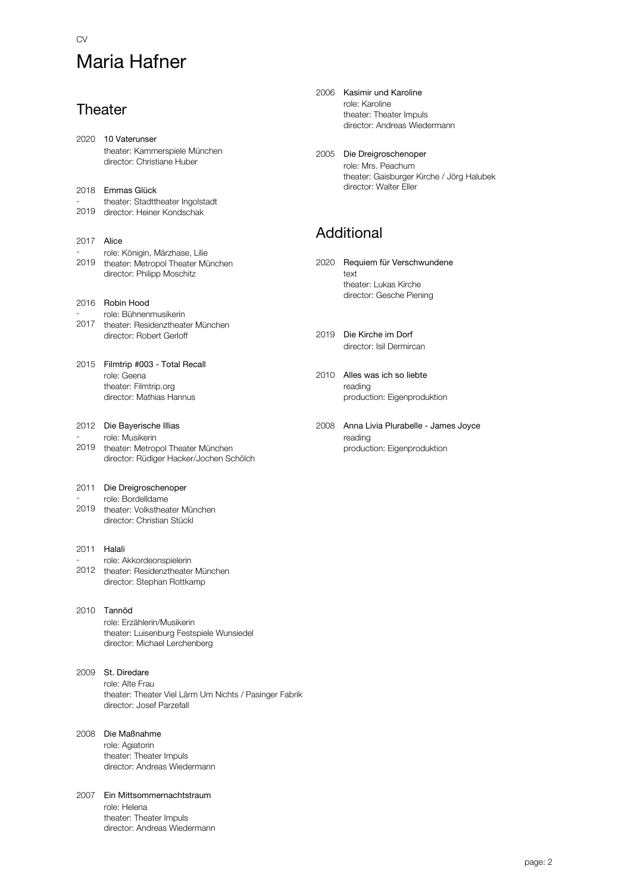CV

# Maria Hafner

## Theater

2020 **10 Vaterunser**
theater: Kammerspiele München
director: Christiane Huber

2018 - 2019 **Emmas Glück**
theater: Stadttheater Ingolstadt
director: Heiner Kondschak

2017 - 2019 **Alice**
role: Königin, Märzhase, Lilie
theater: Metropol Theater München
director: Philipp Moschitz

2016 - 2017 **Robin Hood**
role: Bühnenmusikerin
theater: Residenztheater München
director: Robert Gerloff

2015 **Filmtrip #003 - Total Recall**
role: Geena
theater: Filmtrip.org
director: Mathias Hannus

2012 - 2019 **Die Bayerische Illias**
role: Musikerin
theater: Metropol Theater München
director: Rüdiger Hacker/Jochen Schölch

2011 - 2019 **Die Dreigroschenoper**
role: Bordelldame
theater: Volkstheater München
director: Christian Stückl

2011 - 2012 **Halali**
role: Akkordeonspielerin
theater: Residenztheater München
director: Stephan Rottkamp

2010 **Tannöd**
role: Erzählerin/Musikerin
theater: Luisenburg Festspiele Wunsiedel
director: Michael Lerchenberg

2009 **St. Diredare**
role: Alte Frau
theater: Theater Viel Lärm Um Nichts / Pasinger Fabrik
director: Josef Parzefall

2008 **Die Maßnahme**
role: Agiatorin
theater: Theater Impuls
director: Andreas Wiedermann

2007 **Ein Mittsommernachtstraum**
role: Helena
theater: Theater Impuls
director: Andreas Wiedermann

2006 **Kasimir und Karoline**
role: Karoline
theater: Theater Impuls
director: Andreas Wiedermann

2005 **Die Dreigroschenoper**
role: Mrs. Peachum
theater: Gaisburger Kirche / Jörg Halubek
director: Walter Eller

## Additional

2020 **Requiem für Verschwundene**
text
theater: Lukas Kirche
director: Gesche Piening

2019 **Die Kirche im Dorf**
director: Isil Dermircan

2010 **Alles was ich so liebte**
reading
production: Eigenproduktion

2008 **Anna Livia Plurabelle - James Joyce**
reading
production: Eigenproduktion